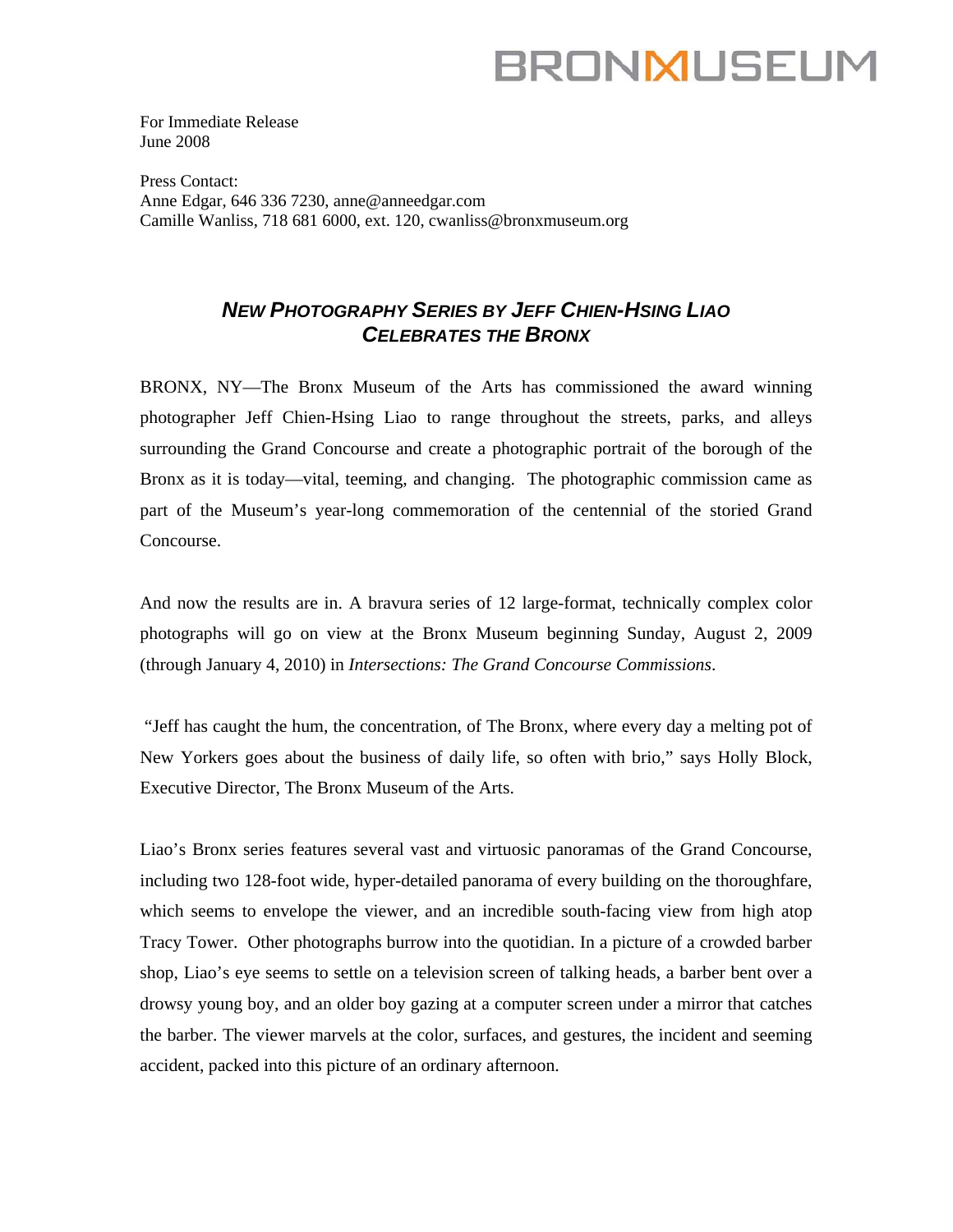BRONXMUSEUM

For Immediate Release
June 2008

Press Contact:
Anne Edgar, 646 336 7230, anne@anneedgar.com
Camille Wanliss, 718 681 6000, ext. 120, cwanliss@bronxmuseum.org

## *NEW PHOTOGRAPHY SERIES BY JEFF CHIEN-HSING LIAO CELEBRATES THE BRONX*

BRONX, NY—The Bronx Museum of the Arts has commissioned the award winning photographer Jeff Chien-Hsing Liao to range throughout the streets, parks, and alleys surrounding the Grand Concourse and create a photographic portrait of the borough of the Bronx as it is today—vital, teeming, and changing. The photographic commission came as part of the Museum's year-long commemoration of the centennial of the storied Grand Concourse.

And now the results are in. A bravura series of 12 large-format, technically complex color photographs will go on view at the Bronx Museum beginning Sunday, August 2, 2009 (through January 4, 2010) in *Intersections: The Grand Concourse Commissions*.

"Jeff has caught the hum, the concentration, of The Bronx, where every day a melting pot of New Yorkers goes about the business of daily life, so often with brio," says Holly Block, Executive Director, The Bronx Museum of the Arts.

Liao's Bronx series features several vast and virtuosic panoramas of the Grand Concourse, including two 128-foot wide, hyper-detailed panorama of every building on the thoroughfare, which seems to envelope the viewer, and an incredible south-facing view from high atop Tracy Tower. Other photographs burrow into the quotidian. In a picture of a crowded barber shop, Liao's eye seems to settle on a television screen of talking heads, a barber bent over a drowsy young boy, and an older boy gazing at a computer screen under a mirror that catches the barber. The viewer marvels at the color, surfaces, and gestures, the incident and seeming accident, packed into this picture of an ordinary afternoon.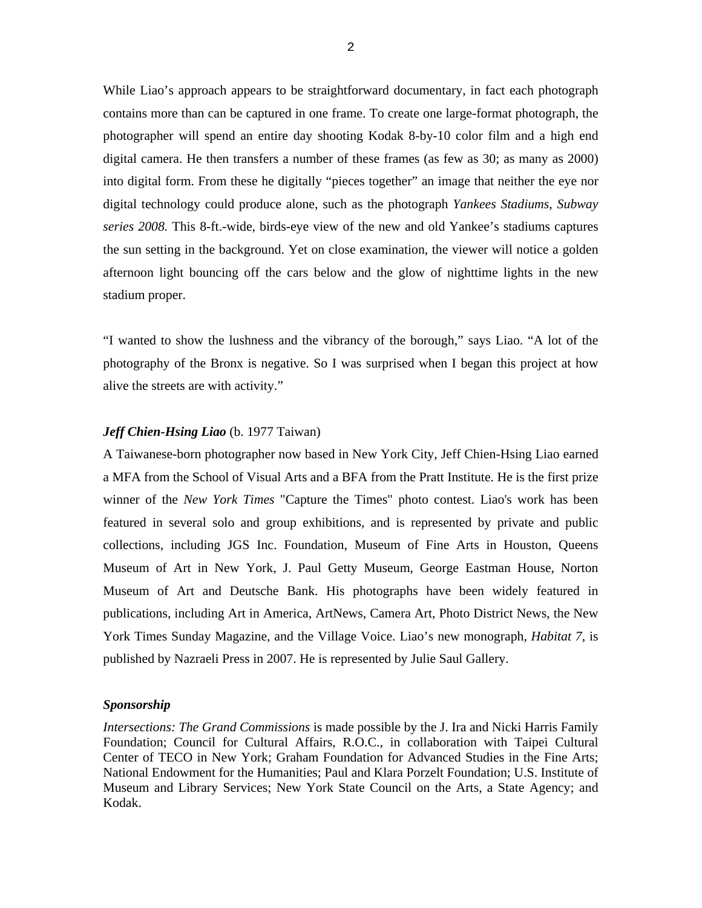While Liao's approach appears to be straightforward documentary, in fact each photograph contains more than can be captured in one frame. To create one large-format photograph, the photographer will spend an entire day shooting Kodak 8-by-10 color film and a high end digital camera. He then transfers a number of these frames (as few as 30; as many as 2000) into digital form. From these he digitally "pieces together" an image that neither the eye nor digital technology could produce alone, such as the photograph *Yankees Stadiums, Subway series 2008.* This 8-ft.-wide, birds-eye view of the new and old Yankee's stadiums captures the sun setting in the background. Yet on close examination, the viewer will notice a golden afternoon light bouncing off the cars below and the glow of nighttime lights in the new stadium proper.

"I wanted to show the lushness and the vibrancy of the borough," says Liao. "A lot of the photography of the Bronx is negative. So I was surprised when I began this project at how alive the streets are with activity."

***Jeff Chien-Hsing Liao*** (b. 1977 Taiwan)

A Taiwanese-born photographer now based in New York City, Jeff Chien-Hsing Liao earned a MFA from the School of Visual Arts and a BFA from the Pratt Institute. He is the first prize winner of the *New York Times* "Capture the Times" photo contest. Liao's work has been featured in several solo and group exhibitions, and is represented by private and public collections, including JGS Inc. Foundation, Museum of Fine Arts in Houston, Queens Museum of Art in New York, J. Paul Getty Museum, George Eastman House, Norton Museum of Art and Deutsche Bank. His photographs have been widely featured in publications, including Art in America, ArtNews, Camera Art, Photo District News, the New York Times Sunday Magazine, and the Village Voice. Liao's new monograph, *Habitat 7*, is published by Nazraeli Press in 2007. He is represented by Julie Saul Gallery.

***Sponsorship***

*Intersections: The Grand Commissions* is made possible by the J. Ira and Nicki Harris Family Foundation; Council for Cultural Affairs, R.O.C., in collaboration with Taipei Cultural Center of TECO in New York; Graham Foundation for Advanced Studies in the Fine Arts; National Endowment for the Humanities; Paul and Klara Porzelt Foundation; U.S. Institute of Museum and Library Services; New York State Council on the Arts, a State Agency; and Kodak.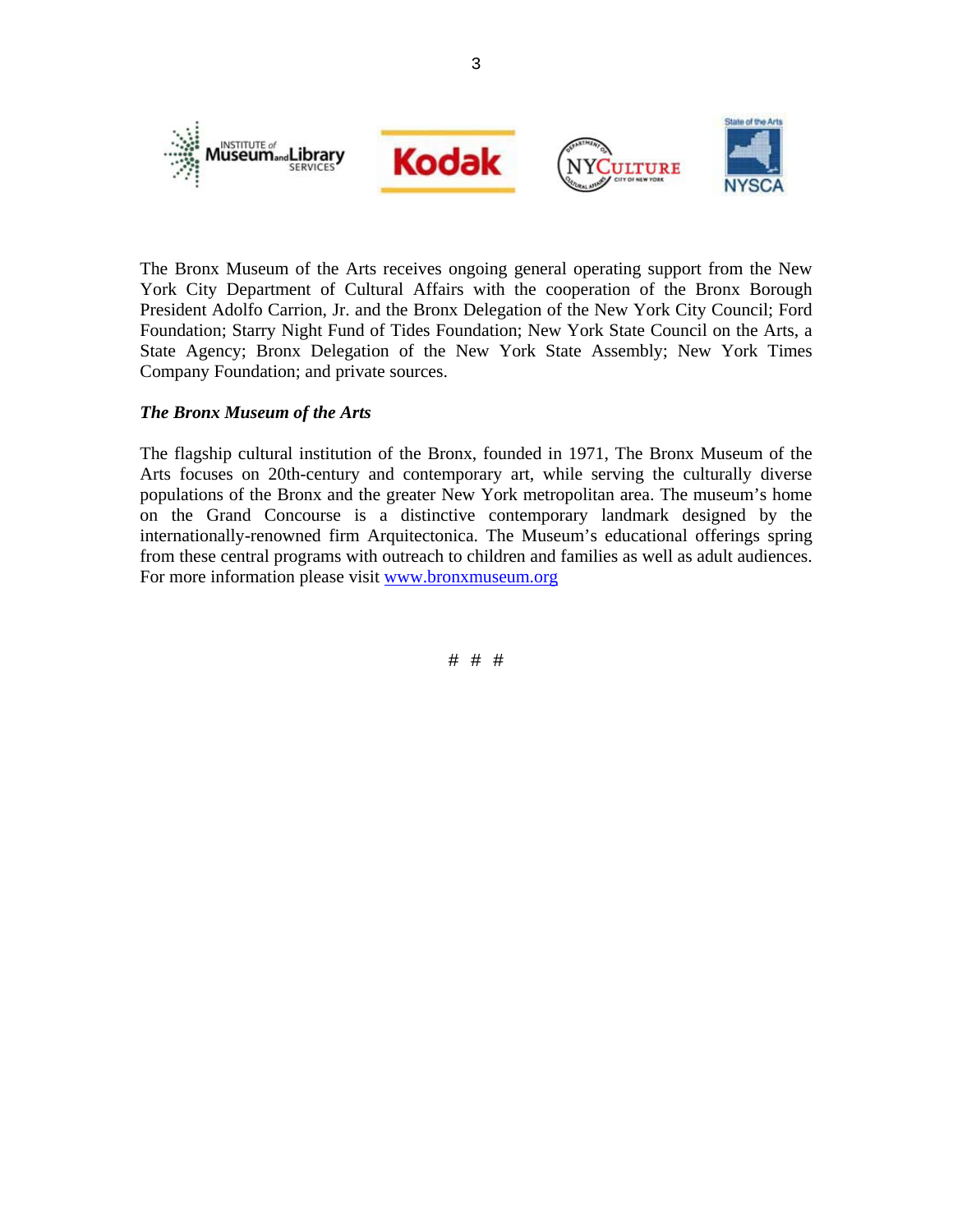The Bronx Museum of the Arts receives ongoing general operating support from the New York City Department of Cultural Affairs with the cooperation of the Bronx Borough President Adolfo Carrion, Jr. and the Bronx Delegation of the New York City Council; Ford Foundation; Starry Night Fund of Tides Foundation; New York State Council on the Arts, a State Agency; Bronx Delegation of the New York State Assembly; New York Times Company Foundation; and private sources.

***The Bronx Museum of the Arts***

The flagship cultural institution of the Bronx, founded in 1971, The Bronx Museum of the Arts focuses on 20th-century and contemporary art, while serving the culturally diverse populations of the Bronx and the greater New York metropolitan area. The museum's home on the Grand Concourse is a distinctive contemporary landmark designed by the internationally-renowned firm Arquitectonica. The Museum's educational offerings spring from these central programs with outreach to children and families as well as adult audiences. For more information please visit [www.bronxmuseum.org](http://www.bronxmuseum.org)

# # #